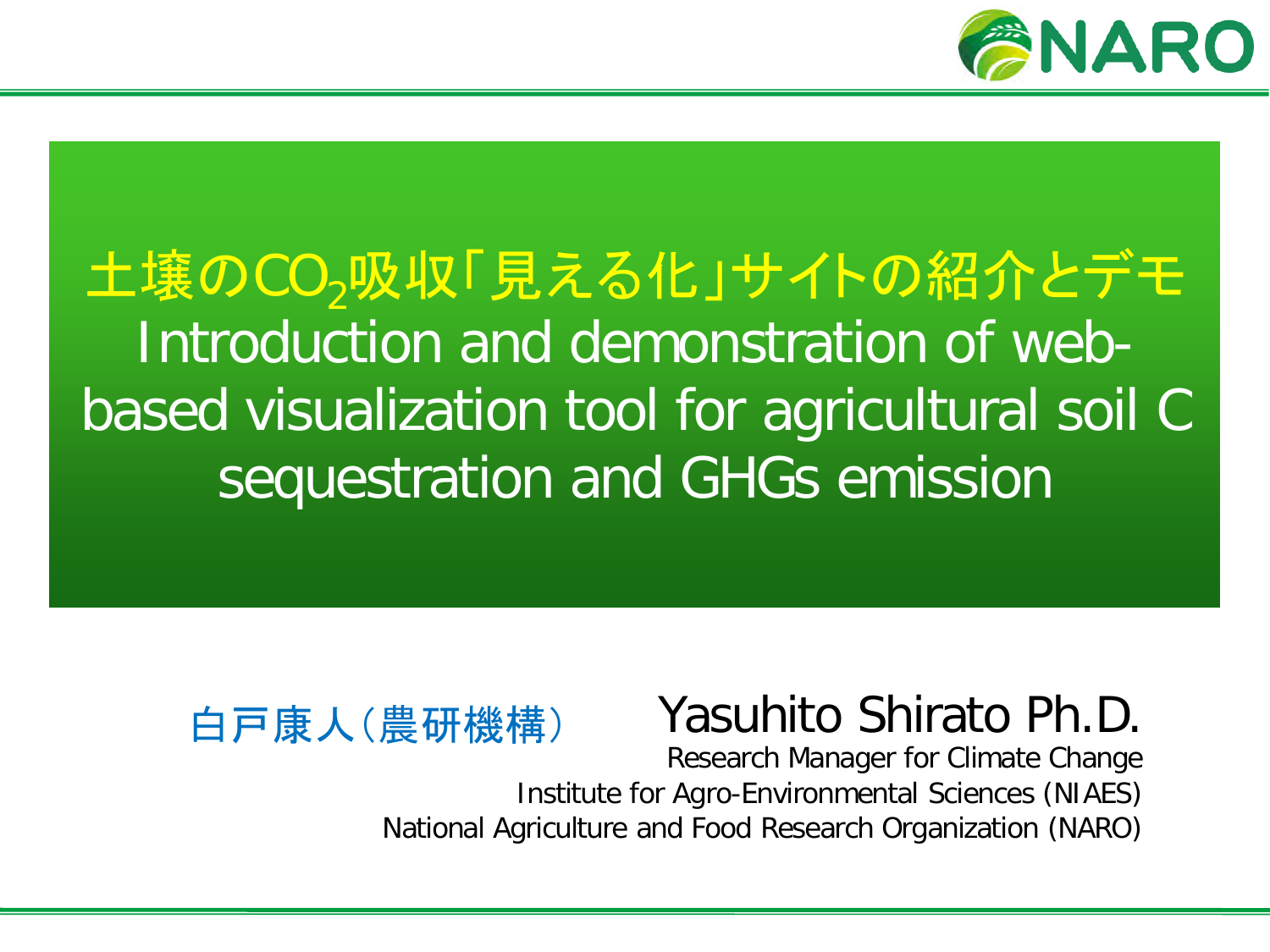# 土壌の$CO_2$吸収「見える化」サイトの紹介とデモ

# Introduction and demonstration of web-based visualization tool for agricultural soil C sequestration and GHGs emission

白戸康人（農研機構）

**Yasuhito Shirato Ph.D.**

Research Manager for Climate Change

Institute for Agro-Environmental Sciences (NIAES)

National Agriculture and Food Research Organization (NARO)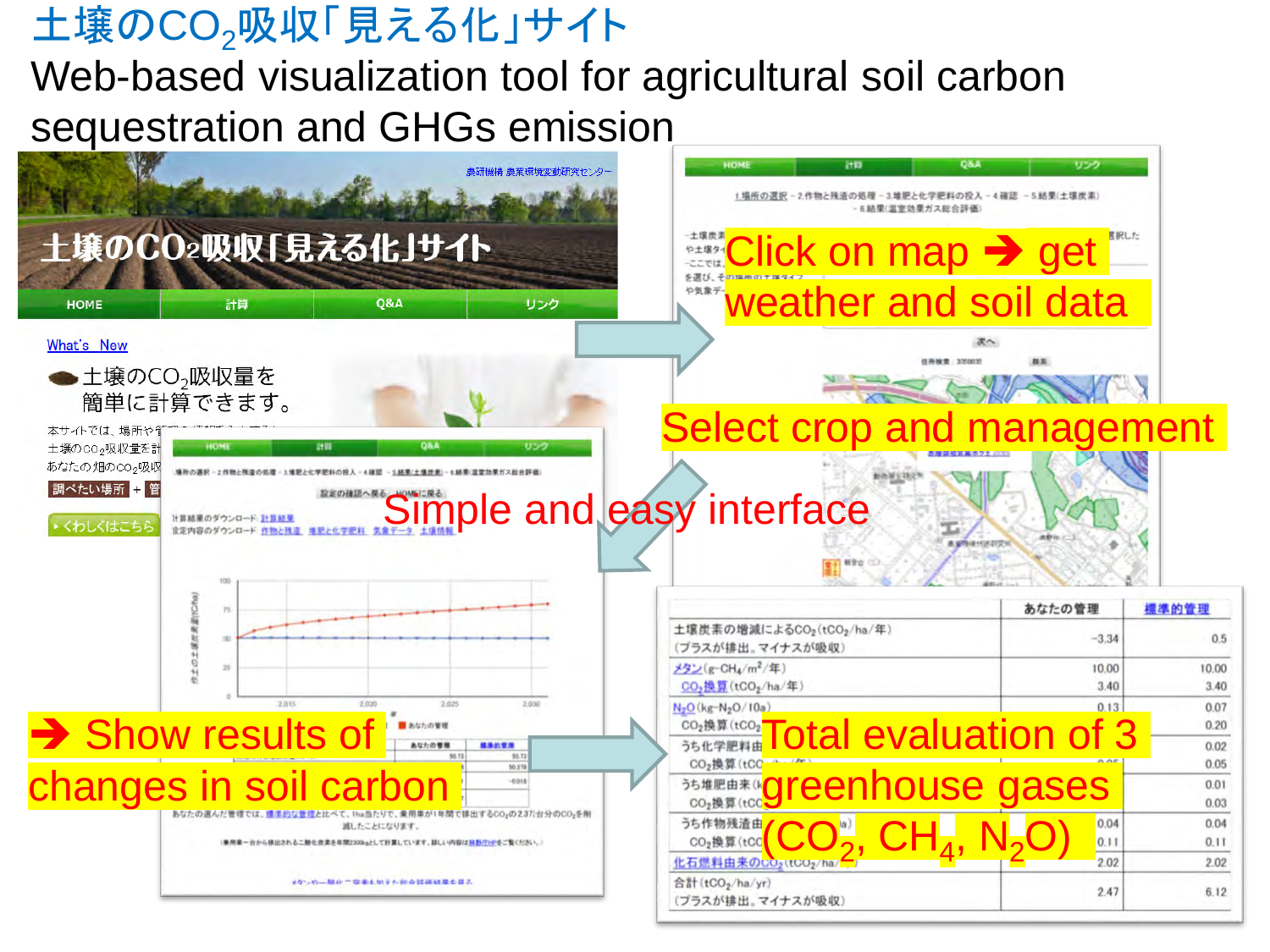# 土壌の$CO_2$吸収「見える化」サイト

# Web-based visualization tool for agricultural soil carbon sequestration and GHGs emission

Click on map ➔ get weather and soil data

Select crop and management

Simple and easy interface

➔ Show results of changes in soil carbon

Total evaluation of 3 greenhouse gases ($CO_2$, $CH_4$, $N_2O$)

| | あなたの管理 | 標準的管理 |
|---|---|---|
| 土壌炭素の増減による$CO_2$($tCO_2$/ha/年)（プラスが排出。マイナスが吸収） | -3.34 | 0.5 |
| メタン(g-$CH_4$/$m^2$/年) | 10.00 | 10.00 |
| $CO_2$換算($tCO_2$/ha/年) | 3.40 | 3.40 |
| $N_2O$(kg-$N_2O$/10a) | 0.13 | 0.07 |
| $CO_2$換算($tCO_2$ | | 0.20 |
| うち化学肥料由 | | 0.02 |
| $CO_2$換算(tCO | | 0.05 |
| うち堆肥由来( | | 0.01 |
| $CO_2$換算(tC | | 0.03 |
| うち作物残渣由 | 0.04 | 0.04 |
| $CO_2$換算(tC | 0.11 | 0.11 |
| 化石燃料由来の$CO_2$($tCO_2$/ha/) | 2.02 | 2.02 |
| 合計($tCO_2$/ha/yr)（プラスが排出。マイナスが吸収） | 2.47 | 6.12 |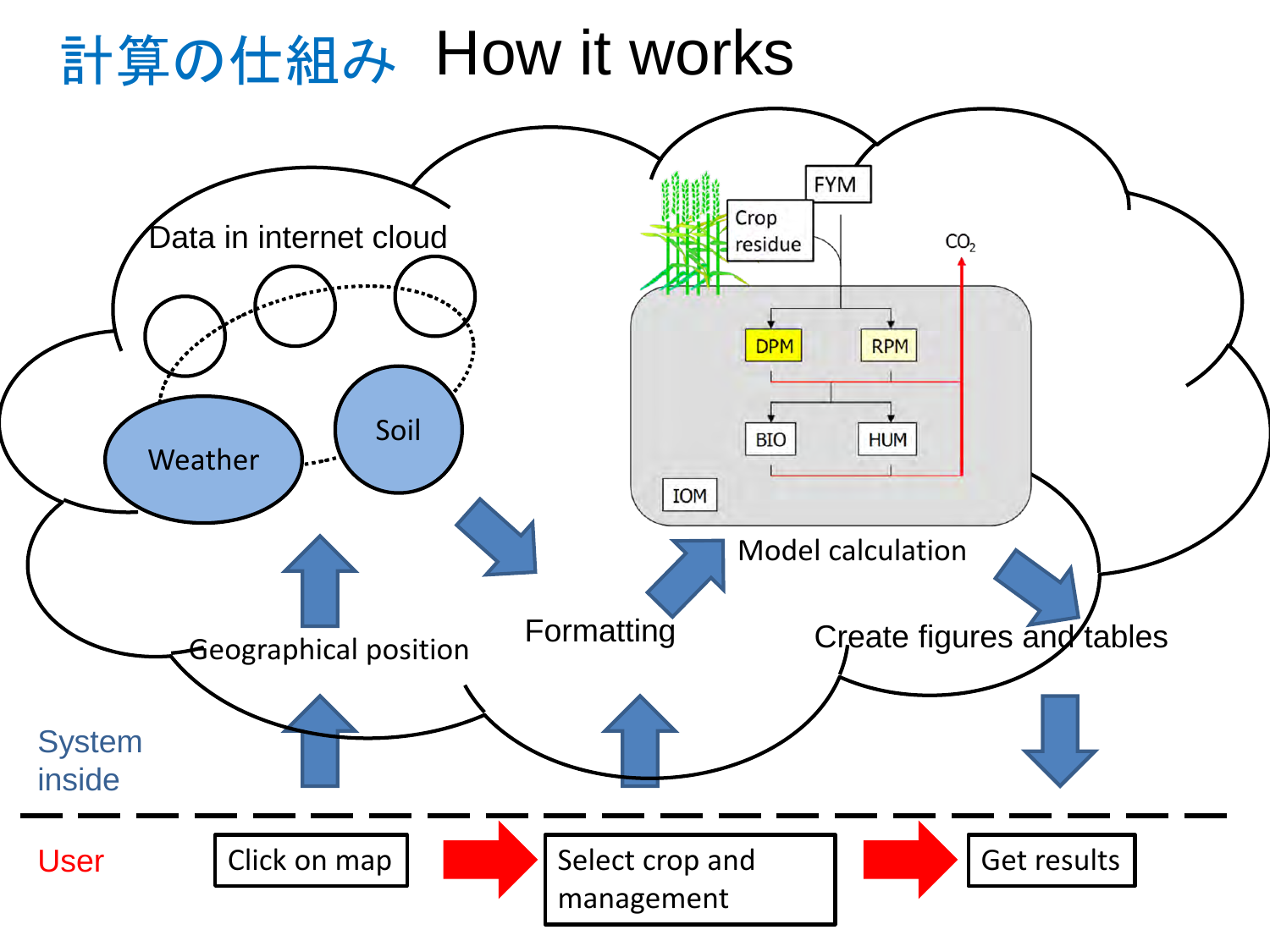# 計算の仕組み How it works

Data in internet cloud

Weather

Soil

Geographical position

Formatting

Crop residue

FYM

$CO_2$

DPM

RPM

BIO

HUM

IOM

Model calculation

Create figures and tables

System inside

User

Click on map

Select crop and management

Get results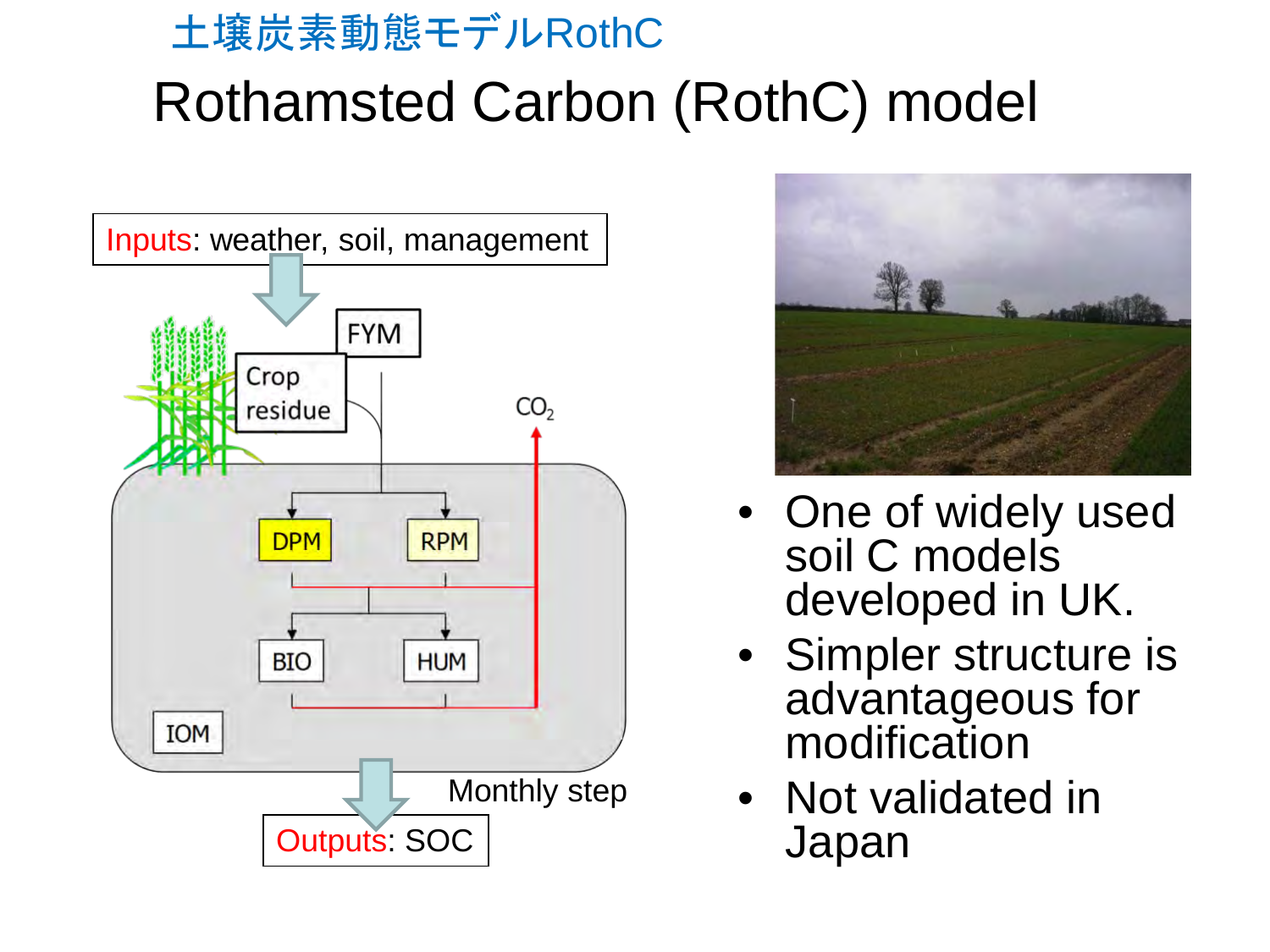土壌炭素動態モデルRothC

# Rothamsted Carbon (RothC) model

Inputs: weather, soil, management

FYM

Crop residue

$CO_2$

DPM RPM

BIO HUM

IOM

Monthly step

Outputs: SOC

- One of widely used soil C models developed in UK.
- Simpler structure is advantageous for modification
- Not validated in Japan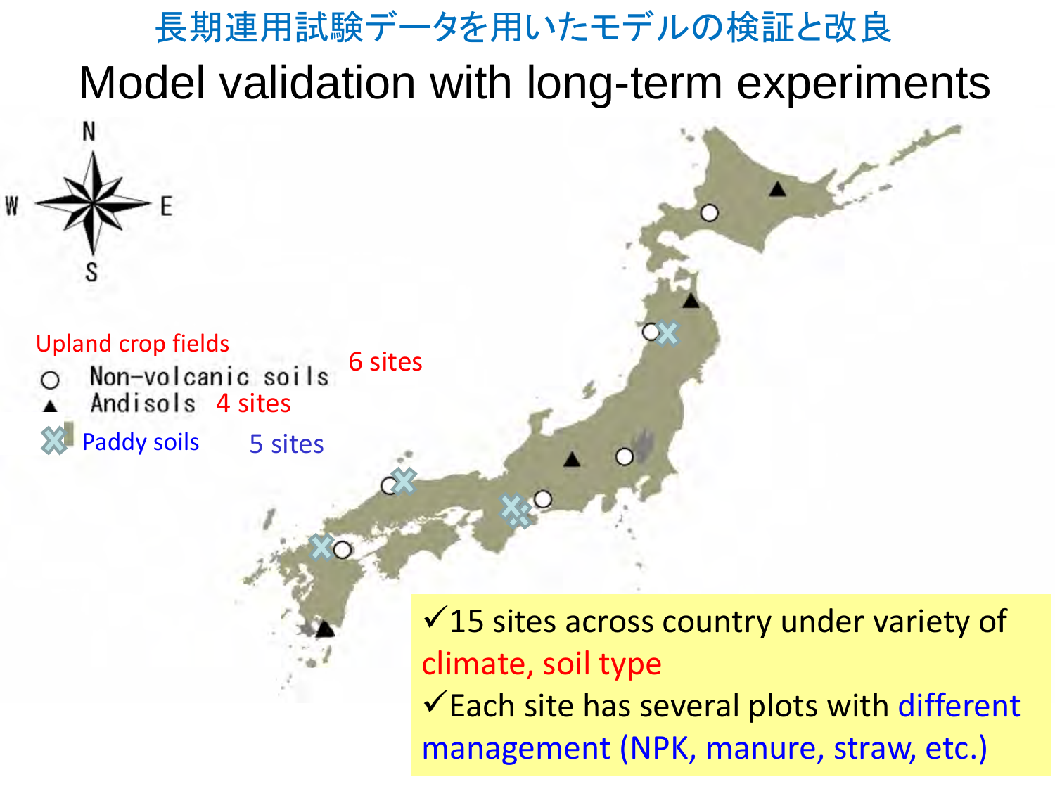# 長期連用試験データを用いたモデルの検証と改良

# Model validation with long-term experiments

Upland crop fields

- ○ Non-volcanic soils 6 sites
- ▲ Andisols 4 sites
- ✖ Paddy soils 5 sites

✓15 sites across country under variety of climate, soil type

✓Each site has several plots with different management (NPK, manure, straw, etc.)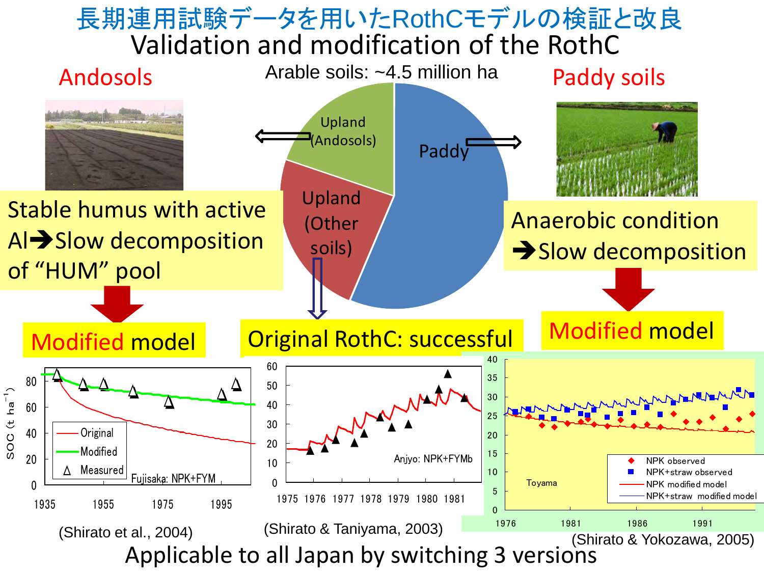# 長期連用試験データを用いたRothCモデルの検証と改良

# Validation and modification of the RothC

Arable soils: ~4.5 million ha

- Upland (Andosols)
- Upland (Other soils)
- Paddy

## Andosols

Stable humus with active Al ➔ Slow decomposition of "HUM" pool

**Modified model**

(Shirato et al., 2004)

## Upland (Other soils)

**Original RothC: successful**

(Shirato & Taniyama, 2003)

## Paddy soils

Anaerobic condition ➔ Slow decomposition

**Modified model**

(Shirato & Yokozawa, 2005)

**Applicable to all Japan by switching 3 versions**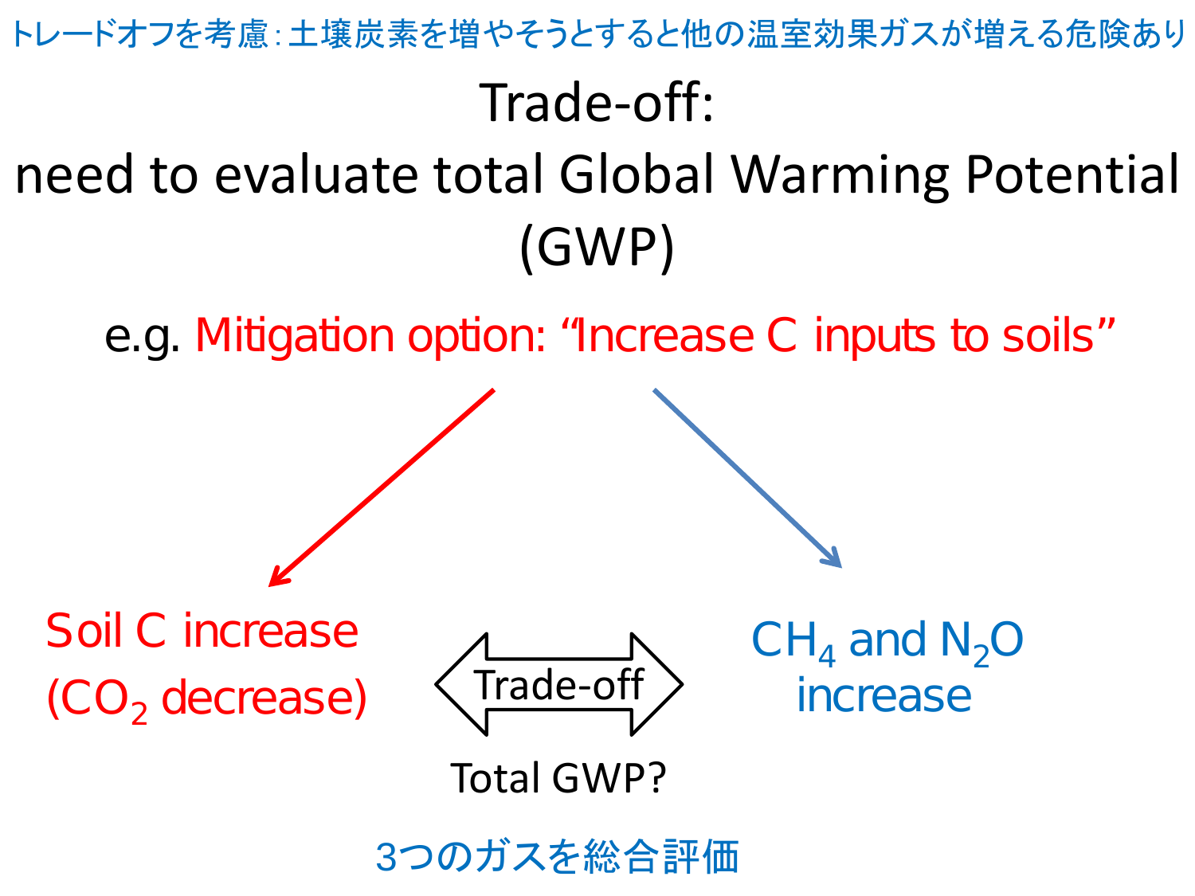トレードオフを考慮：土壌炭素を増やそうとすると他の温室効果ガスが増える危険あり

# Trade-off:

# need to evaluate total Global Warming Potential (GWP)

e.g. Mitigation option: “Increase C inputs to soils”

Soil C increase
($CO_2$ decrease)

Trade-off

$CH_4$ and $N_2O$
increase

Total GWP?

3つのガスを総合評価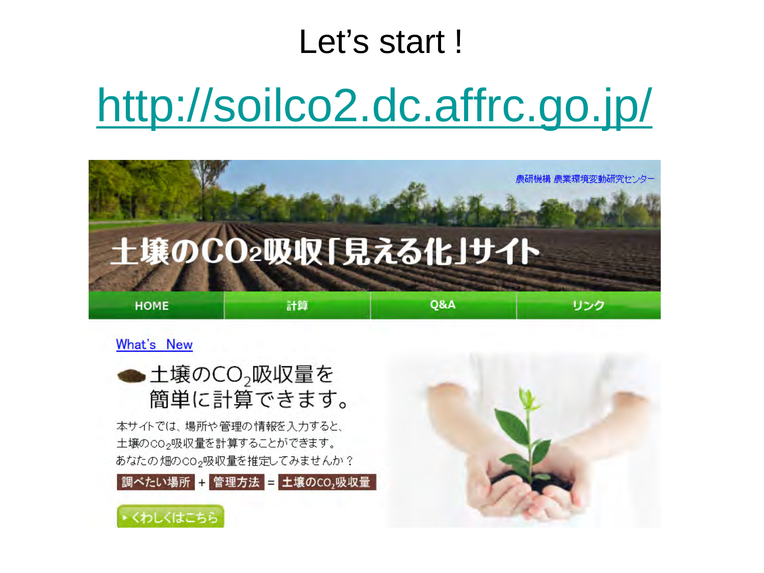# Let’s start !

## http://soilco2.dc.affrc.go.jp/

農研機構 農業環境変動研究センター

# 土壌の$CO_2$吸収「見える化」サイト

HOME | 計算 | Q&A | リンク

What’s New

## 土壌の$CO_2$吸収量を簡単に計算できます。

本サイトでは、場所や管理の情報を入力すると、
土壌の$CO_2$吸収量を計算することができます。
あなたの畑の$CO_2$吸収量を推定してみませんか？

調べたい場所 + 管理方法 = 土壌の$CO_2$吸収量

▸くわしくはこちら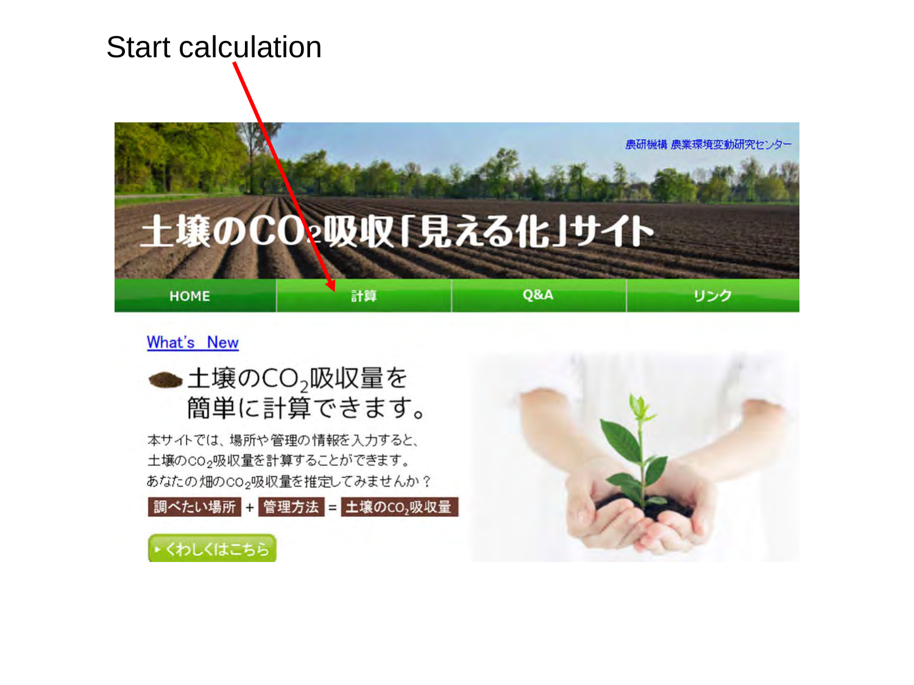Start calculation

農研機構 農業環境変動研究センター

# 土壌の$CO_2$吸収「見える化」サイト

HOME | 計算 | Q&A | リンク

What's New

## 土壌の$CO_2$吸収量を簡単に計算できます。

本サイトでは、場所や管理の情報を入力すると、土壌の$CO_2$吸収量を計算することができます。あなたの畑の$CO_2$吸収量を推定してみませんか？

調べたい場所 + 管理方法 = 土壌の$CO_2$吸収量

▸ くわしくはこちら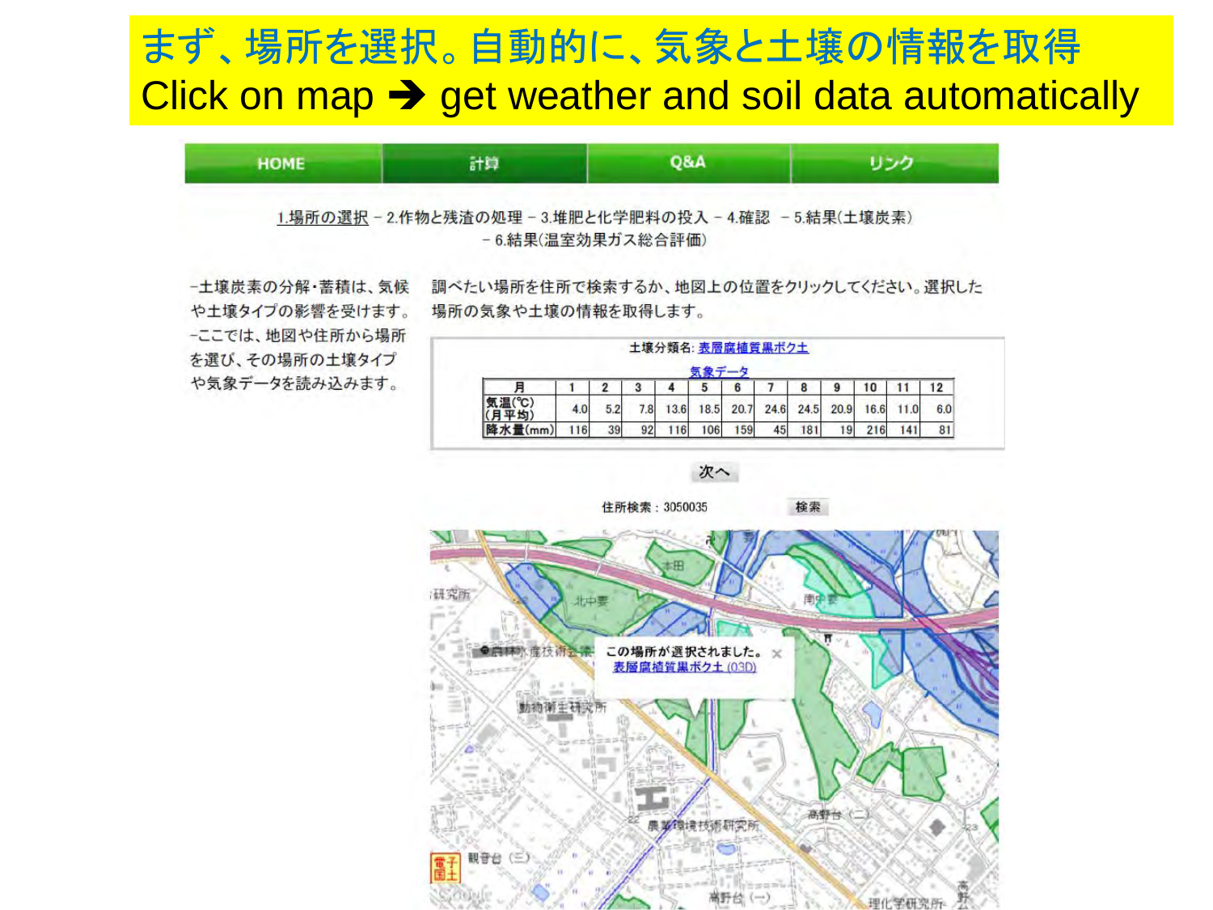# まず、場所を選択。自動的に、気象と土壌の情報を取得
# Click on map ➔ get weather and soil data automatically

HOME | 計算 | Q&A | リンク

1.場所の選択 − 2.作物と残渣の処理 − 3.堆肥と化学肥料の投入 − 4.確認 − 5.結果(土壌炭素) − 6.結果(温室効果ガス総合評価)

-土壌炭素の分解・蓄積は、気候や土壌タイプの影響を受けます。
-ここでは、地図や住所から場所を選び、その場所の土壌タイプや気象データを読み込みます。

調べたい場所を住所で検索するか、地図上の位置をクリックしてください。選択した場所の気象や土壌の情報を取得します。

土壌分類名: 表層腐植質黒ボク土

気象データ

| 月 | 1 | 2 | 3 | 4 | 5 | 6 | 7 | 8 | 9 | 10 | 11 | 12 |
|---|---|---|---|---|---|---|---|---|---|---|---|---|
| 気温(℃)(月平均) | 4.0 | 5.2 | 7.8 | 13.6 | 18.5 | 20.7 | 24.6 | 24.5 | 20.9 | 16.6 | 11.0 | 6.0 |
| 降水量(mm) | 116 | 39 | 92 | 116 | 106 | 159 | 45 | 181 | 19 | 216 | 141 | 81 |

次へ

住所検索：3050035　検索

この場所が選択されました。
表層腐植質黒ボク土 (03D)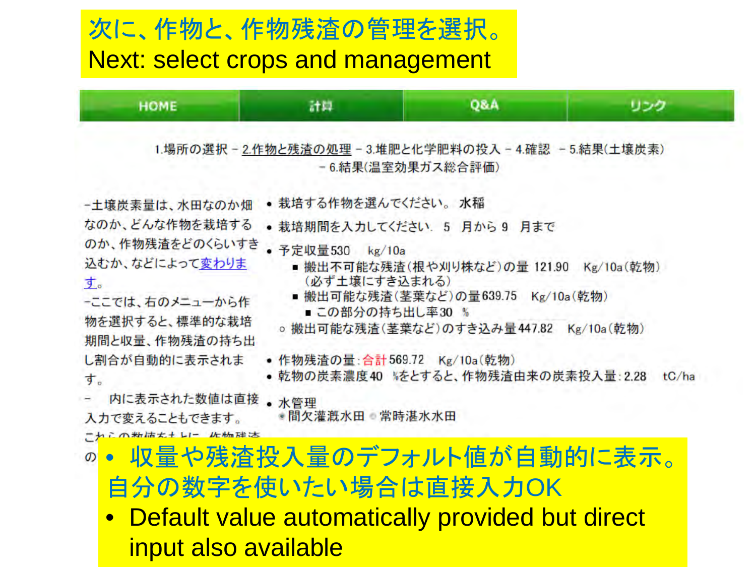# 次に、作物と、作物残渣の管理を選択。

Next: select crops and management

HOME | 計算 | Q&A | リンク

1.場所の選択 – 2.作物と残渣の処理 – 3.堆肥と化学肥料の投入 – 4.確認 – 5.結果(土壌炭素) – 6.結果(温室効果ガス総合評価)

-土壌炭素量は、水田なのか畑なのか、どんな作物を栽培するのか、作物残渣をどのくらいすき込むか、などによって変わります。

-ここでは、右のメニューから作物を選択すると、標準的な栽培期間と収量、作物残渣の持ち出し割合が自動的に表示されます。

– 内に表示された数値は直接入力で変えることもできます。

これらの数値をもとに、作物残渣の

- 栽培する作物を選んでください。 水稲
- 栽培期間を入力してください. 5 月から 9 月まで
- 予定収量530 kg/10a
  - 搬出不可能な残渣(根や刈り株など)の量 121.90 Kg/10a(乾物)(必ず土壌にすき込まれる)
  - 搬出可能な残渣(茎葉など)の量639.75 Kg/10a(乾物)
    - この部分の持ち出し率30 %
  - 搬出可能な残渣(茎葉など)のすき込み量447.82 Kg/10a(乾物)
- 作物残渣の量:合計569.72 Kg/10a(乾物)
- 乾物の炭素濃度40 %をとすると、作物残渣由来の炭素投入量:2.28 tC/ha
- 水管理
  - 間欠灌漑水田 ○ 常時湛水水田

- 収量や残渣投入量のデフォルト値が自動的に表示。自分の数字を使いたい場合は直接入力OK
- Default value automatically provided but direct input also available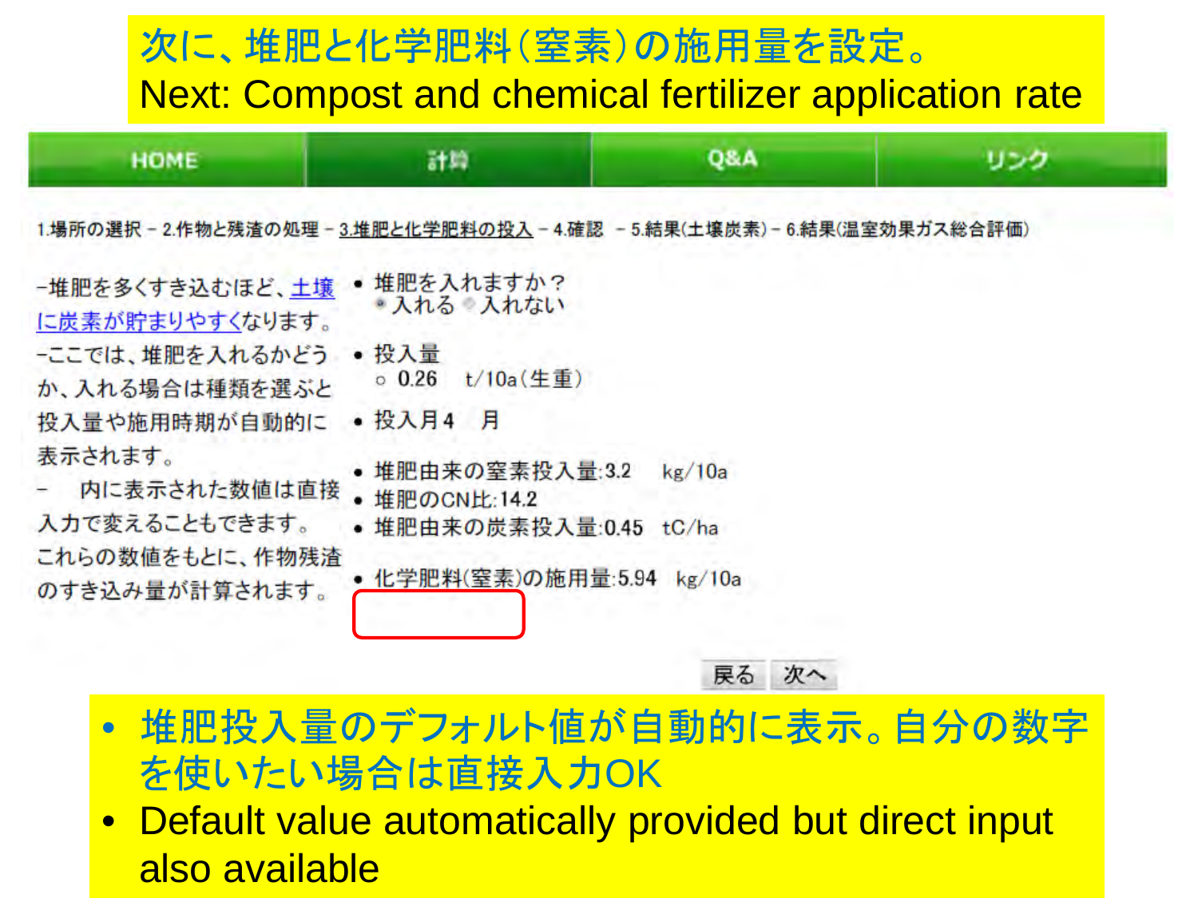# 次に、堆肥と化学肥料（窒素）の施用量を設定。
# Next: Compost and chemical fertilizer application rate

HOME | 計算 | Q&A | リンク

1.場所の選択 – 2.作物と残渣の処理 – 3.堆肥と化学肥料の投入 – 4.確認 – 5.結果(土壌炭素) – 6.結果(温室効果ガス総合評価)

-堆肥を多くすき込むほど、土壌に炭素が貯まりやすくなります。
-ここでは、堆肥を入れるかどうか、入れる場合は種類を選ぶと投入量や施用時期が自動的に表示されます。
- 内に表示された数値は直接入力で変えることもできます。これらの数値をもとに、作物残渣のすき込み量が計算されます。

- 堆肥を入れますか？
  - 入れる　入れない
- 投入量
  - 0.26　t/10a(生重)
- 投入月4　月
- 堆肥由来の窒素投入量:3.2　kg/10a
- 堆肥のCN比:14.2
- 堆肥由来の炭素投入量:0.45　tC/ha
- 化学肥料(窒素)の施用量:5.94　kg/10a

戻る　次へ

- 堆肥投入量のデフォルト値が自動的に表示。自分の数字を使いたい場合は直接入力OK
- Default value automatically provided but direct input also available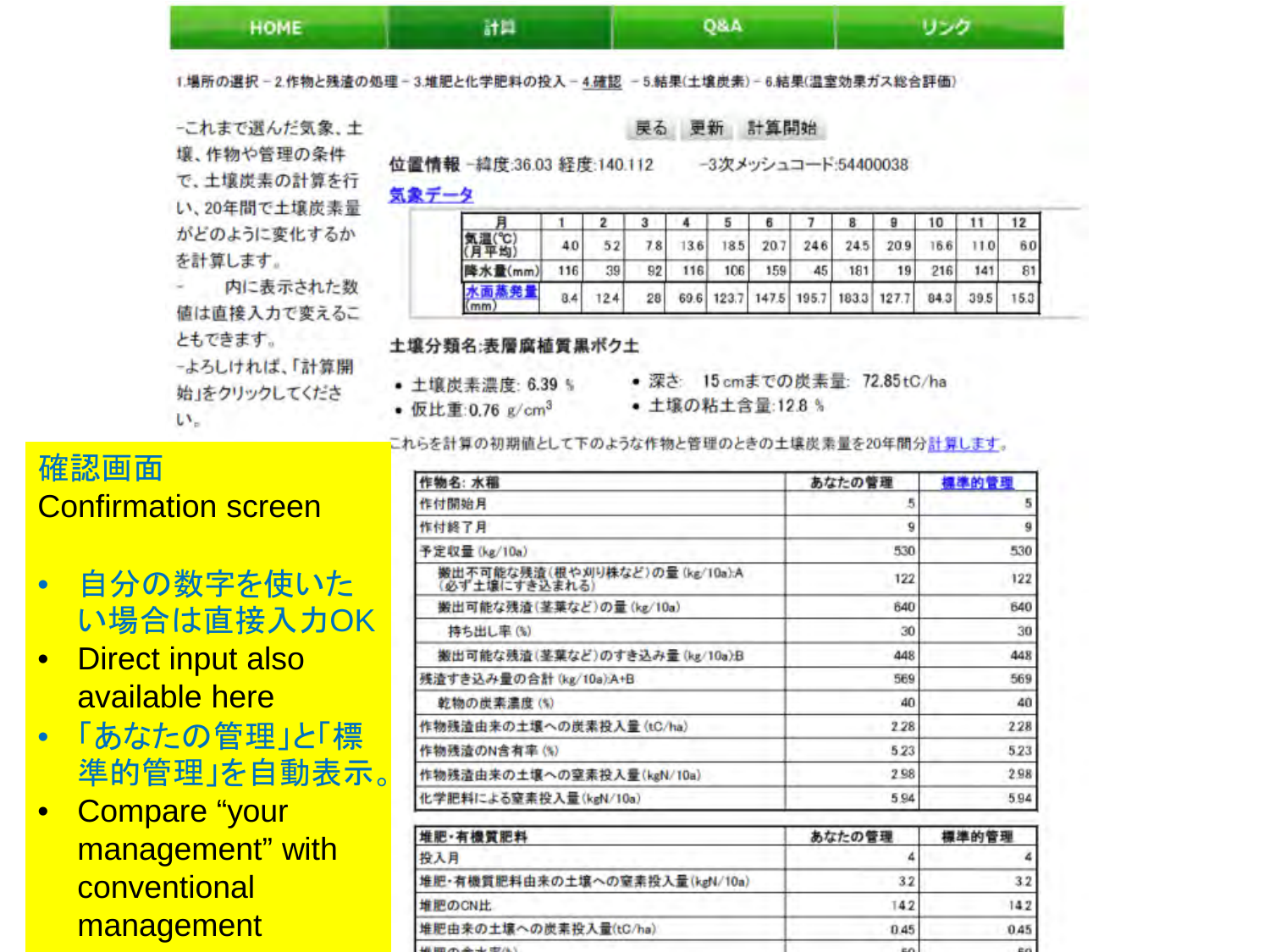HOME | 計算 | Q&A | リンク

1.場所の選択 – 2.作物と残渣の処理 – 3.堆肥と化学肥料の投入 – 4.確認 – 5.結果(土壌炭素) – 6.結果(温室効果ガス総合評価)

-これまで選んだ気象、土壌、作物や管理の条件で、土壌炭素の計算を行い、20年間で土壌炭素量がどのように変化するかを計算します。

- 内に表示された数値は直接入力で変えることもできます。

-よろしければ、「計算開始」をクリックしてください。

戻る 更新 計算開始

**位置情報** –緯度:36.03 経度:140.112 –3次メッシュコード:54400038

気象データ

| 月 | 1 | 2 | 3 | 4 | 5 | 6 | 7 | 8 | 9 | 10 | 11 | 12 |
|---|---|---|---|---|---|---|---|---|---|---|---|---|
| 気温(℃)(月平均) | 4.0 | 5.2 | 7.8 | 13.6 | 18.5 | 20.7 | 24.6 | 24.5 | 20.9 | 16.6 | 11.0 | 6.0 |
| 降水量(mm) | 116 | 39 | 92 | 116 | 106 | 159 | 45 | 181 | 19 | 216 | 141 | 81 |
| 水面蒸発量(mm) | 8.4 | 12.4 | 28 | 69.6 | 123.7 | 147.5 | 195.7 | 183.3 | 127.7 | 84.3 | 39.5 | 15.3 |

**土壌分類名:表層腐植質黒ボク土**

- 土壌炭素濃度: 6.39 %
- 仮比重:0.76 g/cm$^3$
- 深さ 15 cmまでの炭素量: 72.85tC/ha
- 土壌の粘土含量:12.8 %

これらを計算の初期値として下のような作物と管理のときの土壌炭素量を20年間分計算します。

| 作物名: 水稲 | あなたの管理 | 標準的管理 |
|---|---|---|
| 作付開始月 | 5 | 5 |
| 作付終了月 | 9 | 9 |
| 予定収量 (kg/10a) | 530 | 530 |
| 搬出不可能な残渣(根や刈り株など)の量 (kg/10a):A (必ず土壌にすき込まれる) | 122 | 122 |
| 搬出可能な残渣(茎葉など)の量 (kg/10a) | 640 | 640 |
| 持ち出し率 (%) | 30 | 30 |
| 搬出可能な残渣(茎葉など)のすき込み量 (kg/10a):B | 448 | 448 |
| 残渣すき込み量の合計 (kg/10a):A+B | 569 | 569 |
| 乾物の炭素濃度 (%) | 40 | 40 |
| 作物残渣由来の土壌への炭素投入量 (tC/ha) | 2.28 | 2.28 |
| 作物残渣のN含有率 (%) | 5.23 | 5.23 |
| 作物残渣由来の土壌への窒素投入量 (kgN/10a) | 2.98 | 2.98 |
| 化学肥料による窒素投入量 (kgN/10a) | 5.94 | 5.94 |

| 堆肥・有機質肥料 | あなたの管理 | 標準的管理 |
|---|---|---|
| 投入月 | 4 | 4 |
| 堆肥・有機質肥料由来の土壌への窒素投入量 (kgN/10a) | 3.2 | 3.2 |
| 堆肥のCN比 | 14.2 | 14.2 |
| 堆肥由来の土壌への炭素投入量(tC/ha) | 0.45 | 0.45 |

## 確認画面
## Confirmation screen

- 自分の数字を使いたい場合は直接入力OK
- Direct input also available here
- 「あなたの管理」と「標準的管理」を自動表示。
- Compare "your management" with conventional management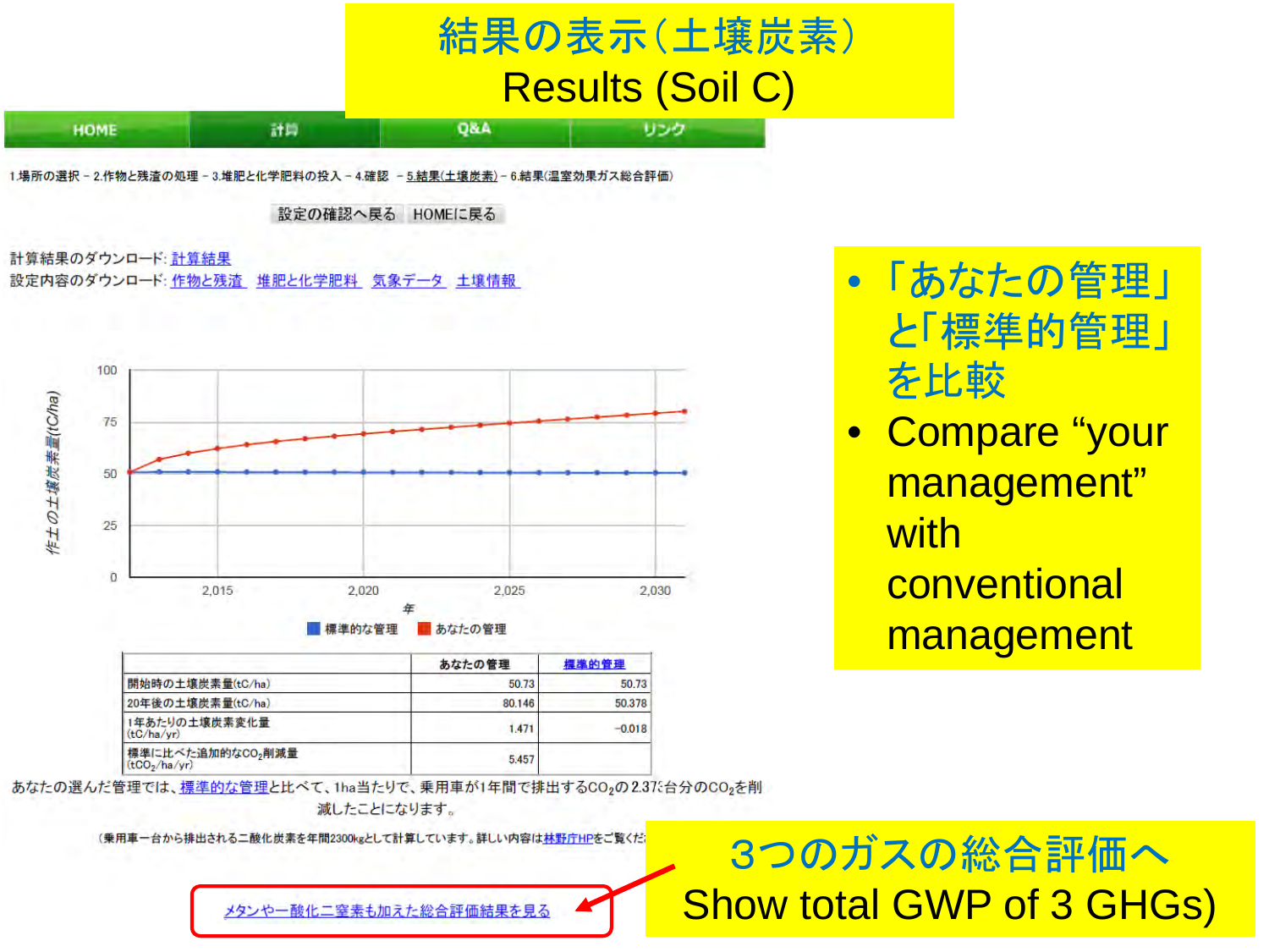# 結果の表示(土壌炭素)
# Results (Soil C)

HOME | 計算 | Q&A | リンク

1.場所の選択 – 2.作物と残渣の処理 – 3.堆肥と化学肥料の投入 – 4.確認 – 5.結果(土壌炭素) – 6.結果(温室効果ガス総合評価)

設定の確認へ戻る　HOMEに戻る

計算結果のダウンロード: 計算結果
設定内容のダウンロード: 作物と残渣　堆肥と化学肥料　気象データ　土壌情報

| | あなたの管理 | 標準的管理 |
|---|---|---|
| 開始時の土壌炭素量(tC/ha) | 50.73 | 50.73 |
| 20年後の土壌炭素量(tC/ha) | 80.146 | 50.378 |
| 1年あたりの土壌炭素変化量 (tC/ha/yr) | 1.471 | -0.018 |
| 標準に比べた追加的な$CO_2$削減量 ($tCO_2$/ha/yr) | 5.457 | |

あなたの選んだ管理では、標準的な管理と比べて、1ha当たりで、乗用車が1年間で排出する$CO_2$の2.37台分の$CO_2$を削減したことになります。

(乗用車一台から排出される二酸化炭素を年間2300kgとして計算しています。詳しい内容は林野庁HPをご覧くだ

メタンや一酸化二窒素も加えた総合評価結果を見る

- 「あなたの管理」と「標準的管理」を比較
- Compare "your management" with conventional management

3つのガスの総合評価へ
Show total GWP of 3 GHGs)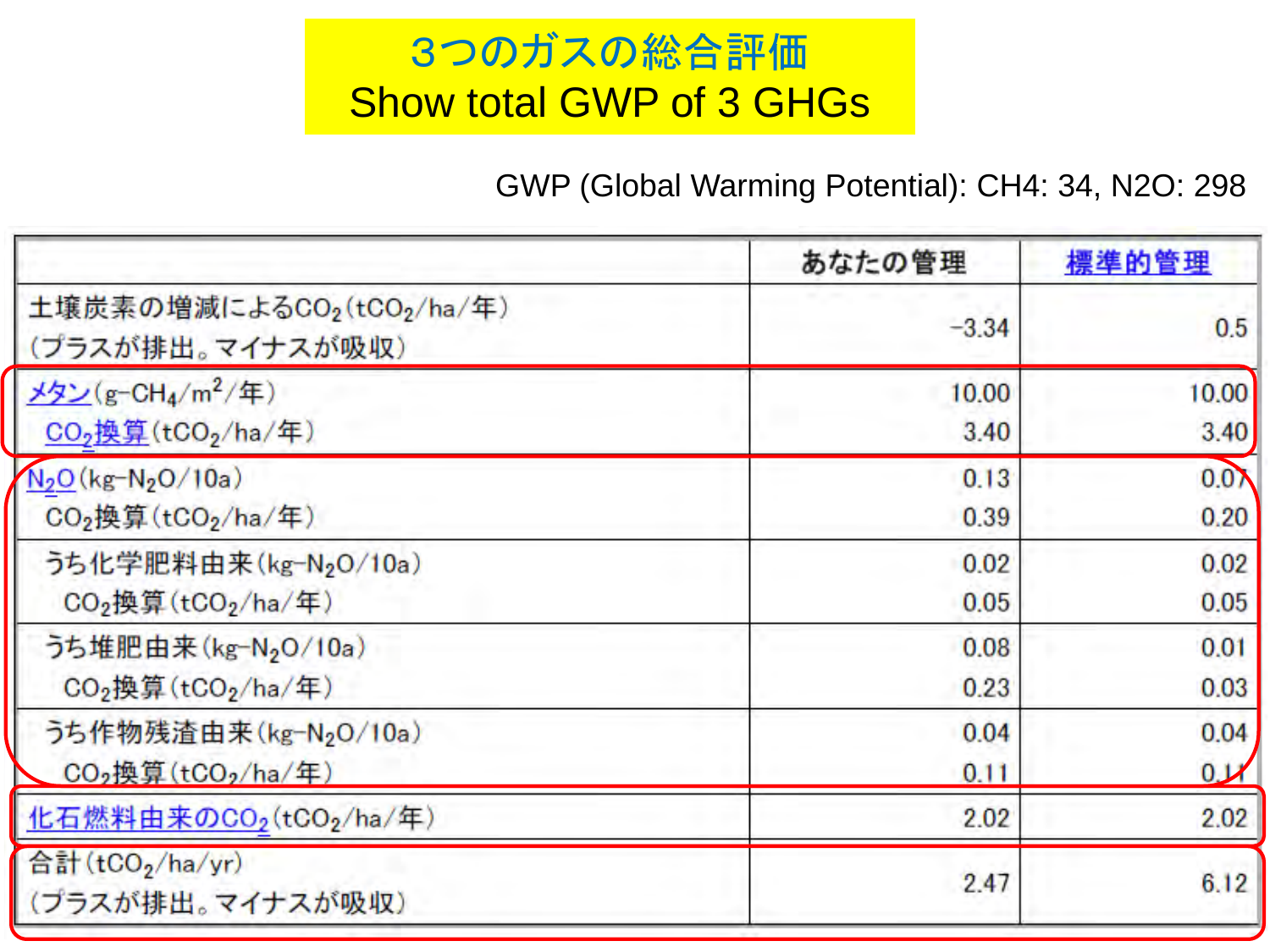# 3つのガスの総合評価
# Show total GWP of 3 GHGs

GWP (Global Warming Potential): $CH_4$: 34, $N_2O$: 298

| | あなたの管理 | 標準的管理 |
|---|---|---|
| 土壌炭素の増減による$CO_2$($tCO_2$/ha/年)<br>(プラスが排出。マイナスが吸収) | -3.34 | 0.5 |
| メタン(g-$CH_4$/$m^2$/年) | 10.00 | 10.00 |
| $CO_2$換算($tCO_2$/ha/年) | 3.40 | 3.40 |
| $N_2O$(kg-$N_2O$/10a) | 0.13 | 0.07 |
| $CO_2$換算($tCO_2$/ha/年) | 0.39 | 0.20 |
| うち化学肥料由来(kg-$N_2O$/10a) | 0.02 | 0.02 |
| $CO_2$換算($tCO_2$/ha/年) | 0.05 | 0.05 |
| うち堆肥由来(kg-$N_2O$/10a) | 0.08 | 0.01 |
| $CO_2$換算($tCO_2$/ha/年) | 0.23 | 0.03 |
| うち作物残渣由来(kg-$N_2O$/10a) | 0.04 | 0.04 |
| $CO_2$換算($tCO_2$/ha/年) | 0.11 | 0.11 |
| 化石燃料由来の$CO_2$($tCO_2$/ha/年) | 2.02 | 2.02 |
| 合計($tCO_2$/ha/yr)<br>(プラスが排出。マイナスが吸収) | 2.47 | 6.12 |